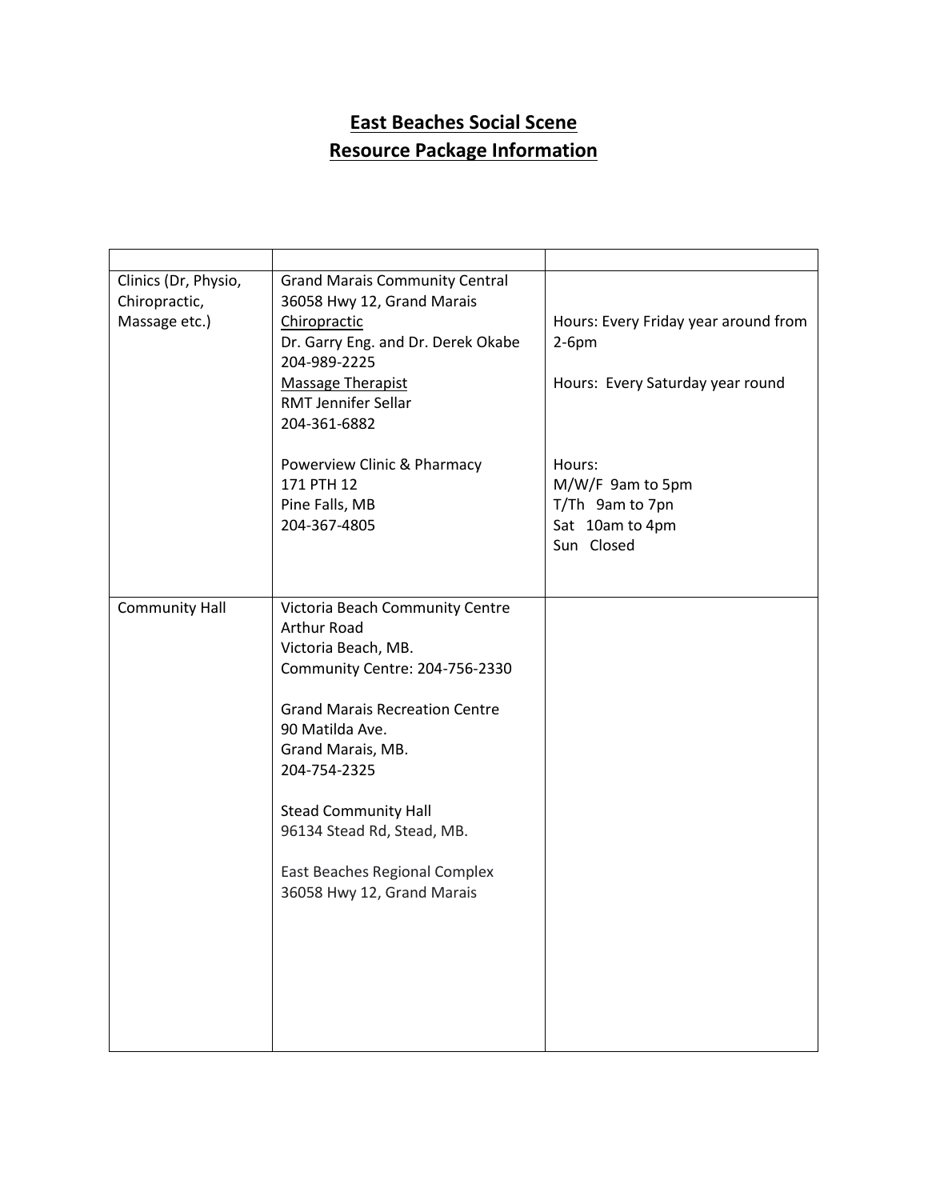# East Beaches Social Scene
## Resource Package Information

| | | |
|---|---|---|
| Clinics (Dr, Physio, Chiropractic, Massage etc.) | Grand Marais Community Central<br>36058 Hwy 12, Grand Marais<br>Chiropractic<br>Dr. Garry Eng. and Dr. Derek Okabe<br>204-989-2225<br>Massage Therapist<br>RMT Jennifer Sellar<br>204-361-6882<br><br>Powerview Clinic & Pharmacy<br>171 PTH 12<br>Pine Falls, MB<br>204-367-4805 | Hours: Every Friday year around from 2-6pm<br><br>Hours: Every Saturday year round<br><br>Hours:<br>M/W/F 9am to 5pm<br>T/Th 9am to 7pn<br>Sat 10am to 4pm<br>Sun Closed |
| Community Hall | Victoria Beach Community Centre<br>Arthur Road<br>Victoria Beach, MB.<br>Community Centre: 204-756-2330<br><br>Grand Marais Recreation Centre<br>90 Matilda Ave.<br>Grand Marais, MB.<br>204-754-2325<br><br>Stead Community Hall<br>96134 Stead Rd, Stead, MB.<br><br>East Beaches Regional Complex<br>36058 Hwy 12, Grand Marais | |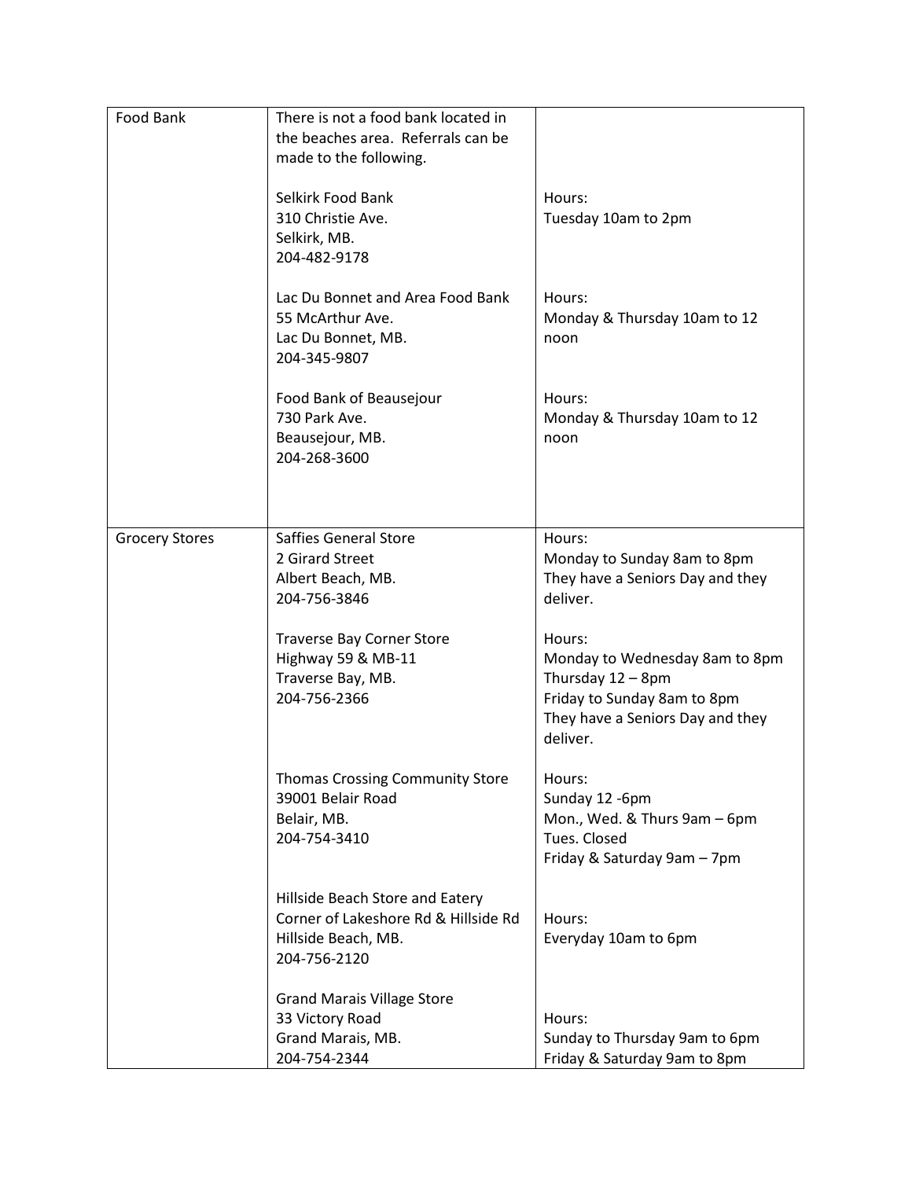| | | |
|---|---|---|
| Food Bank | There is not a food bank located in the beaches area. Referrals can be made to the following.<br><br>Selkirk Food Bank<br>310 Christie Ave.<br>Selkirk, MB.<br>204-482-9178<br><br>Lac Du Bonnet and Area Food Bank<br>55 McArthur Ave.<br>Lac Du Bonnet, MB.<br>204-345-9807<br><br>Food Bank of Beausejour<br>730 Park Ave.<br>Beausejour, MB.<br>204-268-3600 | <br><br><br><br>Hours:<br>Tuesday 10am to 2pm<br><br><br><br><br>Hours:<br>Monday & Thursday 10am to 12 noon<br><br><br><br>Hours:<br>Monday & Thursday 10am to 12 noon |
| Grocery Stores | Saffies General Store<br>2 Girard Street<br>Albert Beach, MB.<br>204-756-3846<br><br>Traverse Bay Corner Store<br>Highway 59 & MB-11<br>Traverse Bay, MB.<br>204-756-2366<br><br><br><br>Thomas Crossing Community Store<br>39001 Belair Road<br>Belair, MB.<br>204-754-3410<br><br><br>Hillside Beach Store and Eatery<br>Corner of Lakeshore Rd & Hillside Rd<br>Hillside Beach, MB.<br>204-756-2120<br><br>Grand Marais Village Store<br>33 Victory Road<br>Grand Marais, MB.<br>204-754-2344 | Hours:<br>Monday to Sunday 8am to 8pm<br>They have a Seniors Day and they deliver.<br><br>Hours:<br>Monday to Wednesday 8am to 8pm<br>Thursday 12 – 8pm<br>Friday to Sunday 8am to 8pm<br>They have a Seniors Day and they deliver.<br><br>Hours:<br>Sunday 12 -6pm<br>Mon., Wed. & Thurs 9am – 6pm<br>Tues. Closed<br>Friday & Saturday 9am – 7pm<br><br><br>Hours:<br>Everyday 10am to 6pm<br><br><br>Hours:<br>Sunday to Thursday 9am to 6pm<br>Friday & Saturday 9am to 8pm |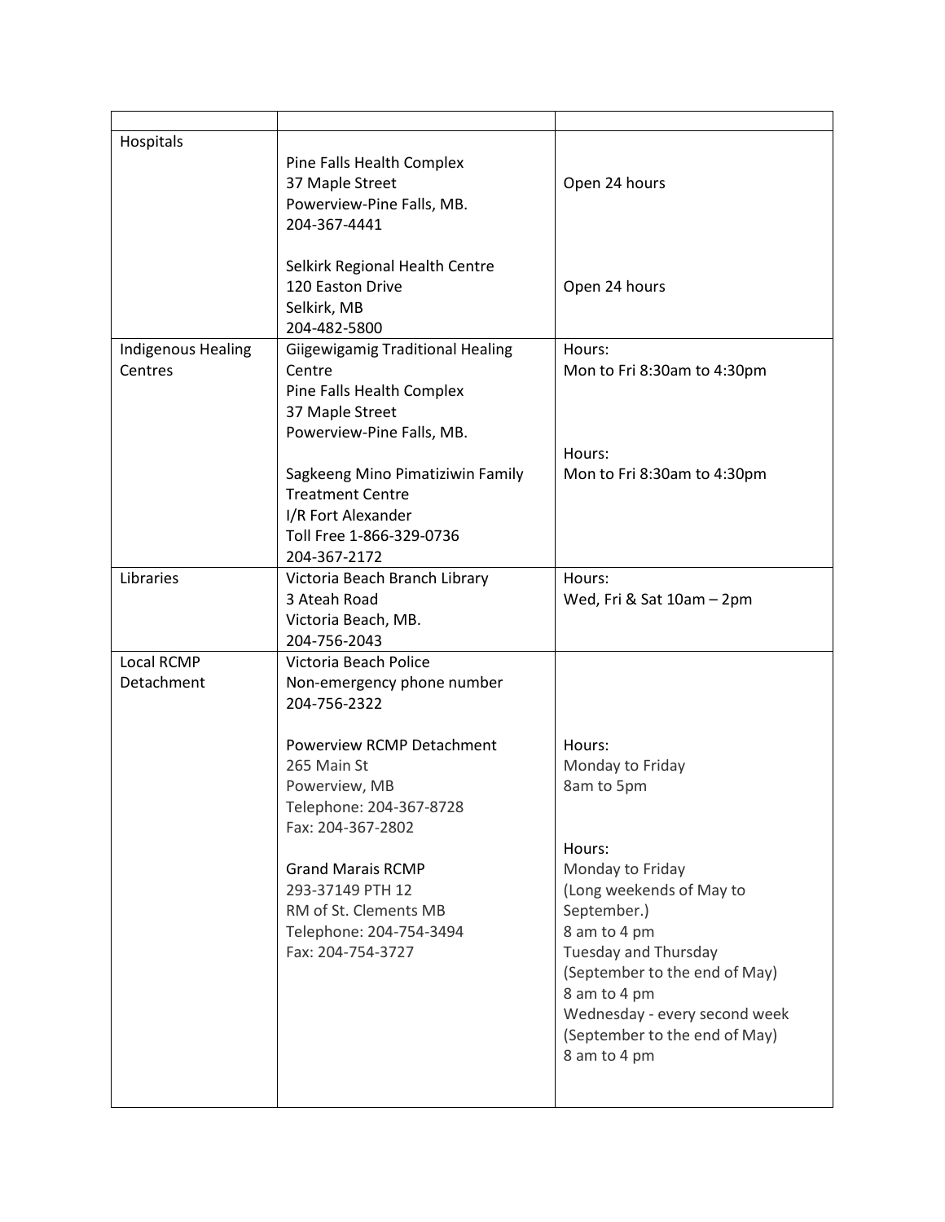| | | |
|---|---|---|
| Hospitals | Pine Falls Health Complex<br>37 Maple Street<br>Powerview-Pine Falls, MB.<br>204-367-4441<br><br>Selkirk Regional Health Centre<br>120 Easton Drive<br>Selkirk, MB<br>204-482-5800 | Open 24 hours<br><br>Open 24 hours |
| Indigenous Healing Centres | Giigewigamig Traditional Healing Centre<br>Pine Falls Health Complex<br>37 Maple Street<br>Powerview-Pine Falls, MB.<br><br>Sagkeeng Mino Pimatiziwin Family Treatment Centre<br>I/R Fort Alexander<br>Toll Free 1-866-329-0736<br>204-367-2172 | Hours:<br>Mon to Fri 8:30am to 4:30pm<br><br>Hours:<br>Mon to Fri 8:30am to 4:30pm |
| Libraries | Victoria Beach Branch Library<br>3 Ateah Road<br>Victoria Beach, MB.<br>204-756-2043 | Hours:<br>Wed, Fri & Sat 10am – 2pm |
| Local RCMP Detachment | Victoria Beach Police<br>Non-emergency phone number<br>204-756-2322<br><br>Powerview RCMP Detachment<br>265 Main St<br>Powerview, MB<br>Telephone: 204-367-8728<br>Fax: 204-367-2802<br><br>Grand Marais RCMP<br>293-37149 PTH 12<br>RM of St. Clements MB<br>Telephone: 204-754-3494<br>Fax: 204-754-3727 | Hours:<br>Monday to Friday<br>8am to 5pm<br><br>Hours:<br>Monday to Friday<br>(Long weekends of May to September.)<br>8 am to 4 pm<br>Tuesday and Thursday<br>(September to the end of May)<br>8 am to 4 pm<br>Wednesday - every second week<br>(September to the end of May)<br>8 am to 4 pm |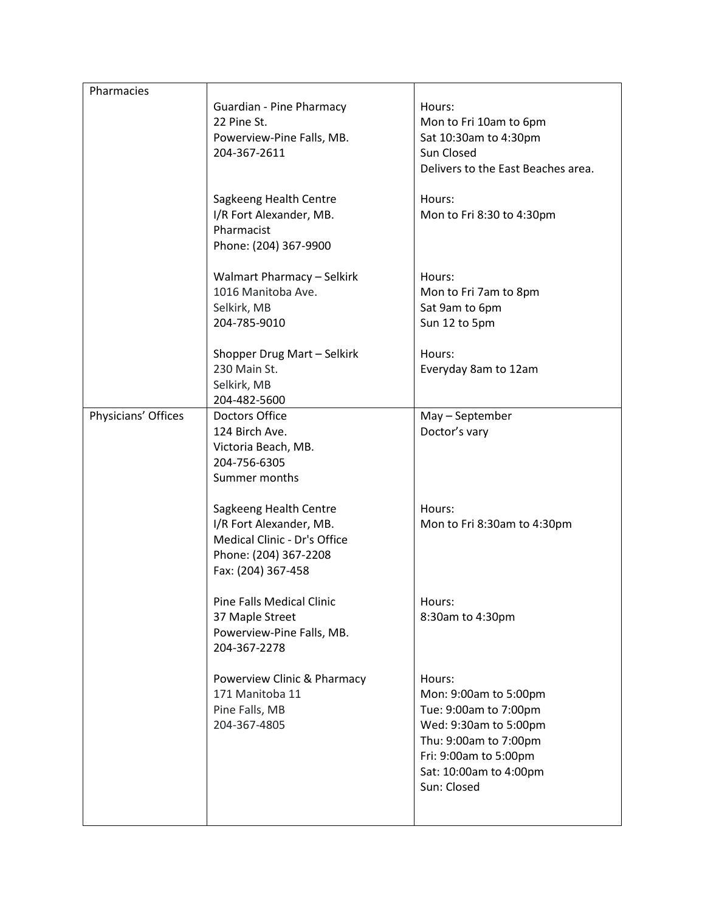| | | |
|---|---|---|
| Pharmacies | Guardian - Pine Pharmacy<br>22 Pine St.<br>Powerview-Pine Falls, MB.<br>204-367-2611 | Hours:<br>Mon to Fri 10am to 6pm<br>Sat 10:30am to 4:30pm<br>Sun Closed<br>Delivers to the East Beaches area. |
| | Sagkeeng Health Centre<br>I/R Fort Alexander, MB.<br>Pharmacist<br>Phone: (204) 367-9900 | Hours:<br>Mon to Fri 8:30 to 4:30pm |
| | Walmart Pharmacy – Selkirk<br>1016 Manitoba Ave.<br>Selkirk, MB<br>204-785-9010 | Hours:<br>Mon to Fri 7am to 8pm<br>Sat 9am to 6pm<br>Sun 12 to 5pm |
| | Shopper Drug Mart – Selkirk<br>230 Main St.<br>Selkirk, MB<br>204-482-5600 | Hours:<br>Everyday 8am to 12am |
| Physicians' Offices | Doctors Office<br>124 Birch Ave.<br>Victoria Beach, MB.<br>204-756-6305<br>Summer months | May – September<br>Doctor's vary |
| | Sagkeeng Health Centre<br>I/R Fort Alexander, MB.<br>Medical Clinic - Dr's Office<br>Phone: (204) 367-2208<br>Fax: (204) 367-458 | Hours:<br>Mon to Fri 8:30am to 4:30pm |
| | Pine Falls Medical Clinic<br>37 Maple Street<br>Powerview-Pine Falls, MB.<br>204-367-2278 | Hours:<br>8:30am to 4:30pm |
| | Powerview Clinic & Pharmacy<br>171 Manitoba 11<br>Pine Falls, MB<br>204-367-4805 | Hours:<br>Mon: 9:00am to 5:00pm<br>Tue: 9:00am to 7:00pm<br>Wed: 9:30am to 5:00pm<br>Thu: 9:00am to 7:00pm<br>Fri: 9:00am to 5:00pm<br>Sat: 10:00am to 4:00pm<br>Sun: Closed |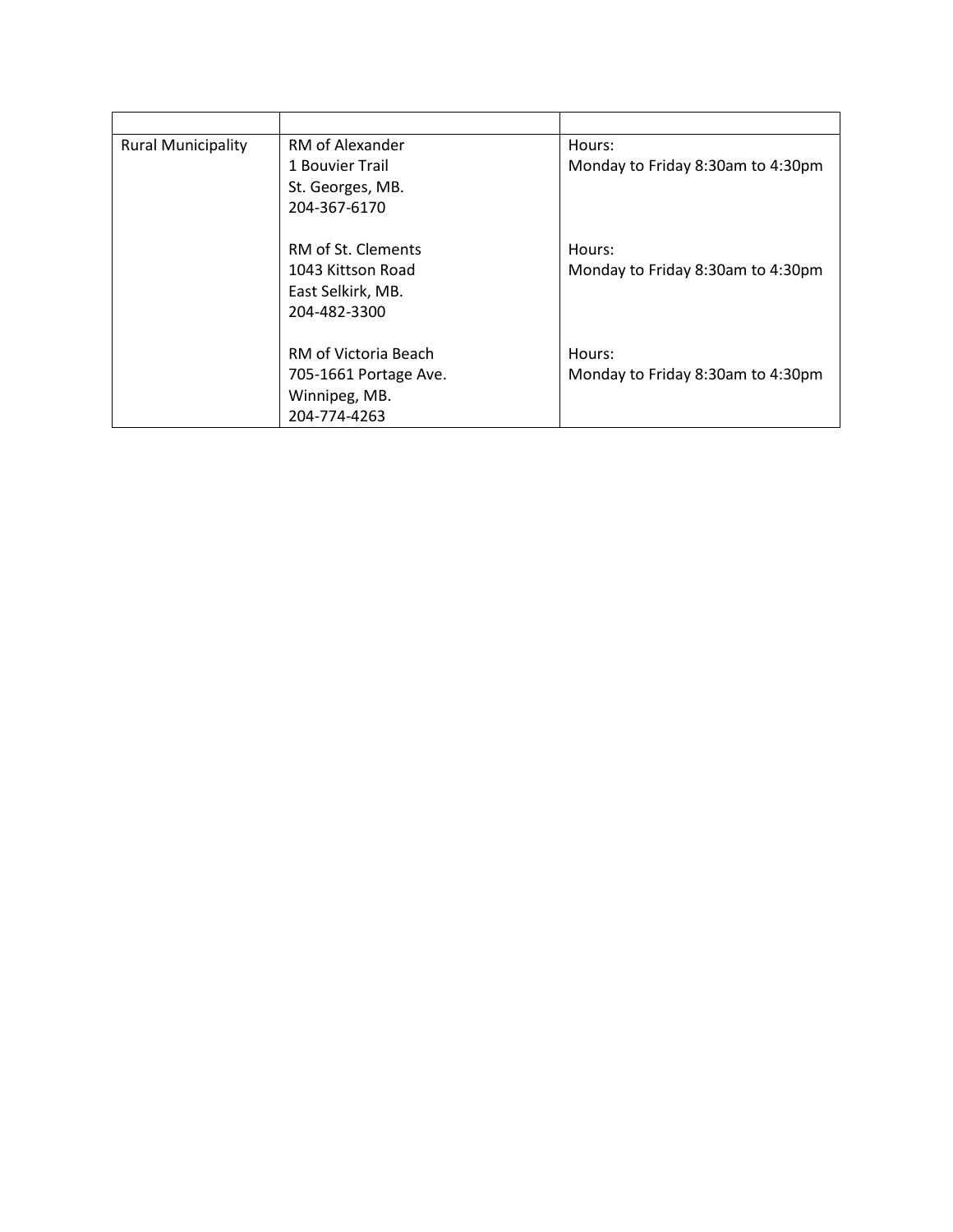| | | |
|---|---|---|
| Rural Municipality | RM of Alexander<br>1 Bouvier Trail<br>St. Georges, MB.<br>204-367-6170 | Hours:<br>Monday to Friday 8:30am to 4:30pm |
| | RM of St. Clements<br>1043 Kittson Road<br>East Selkirk, MB.<br>204-482-3300 | Hours:<br>Monday to Friday 8:30am to 4:30pm |
| | RM of Victoria Beach<br>705-1661 Portage Ave.<br>Winnipeg, MB.<br>204-774-4263 | Hours:<br>Monday to Friday 8:30am to 4:30pm |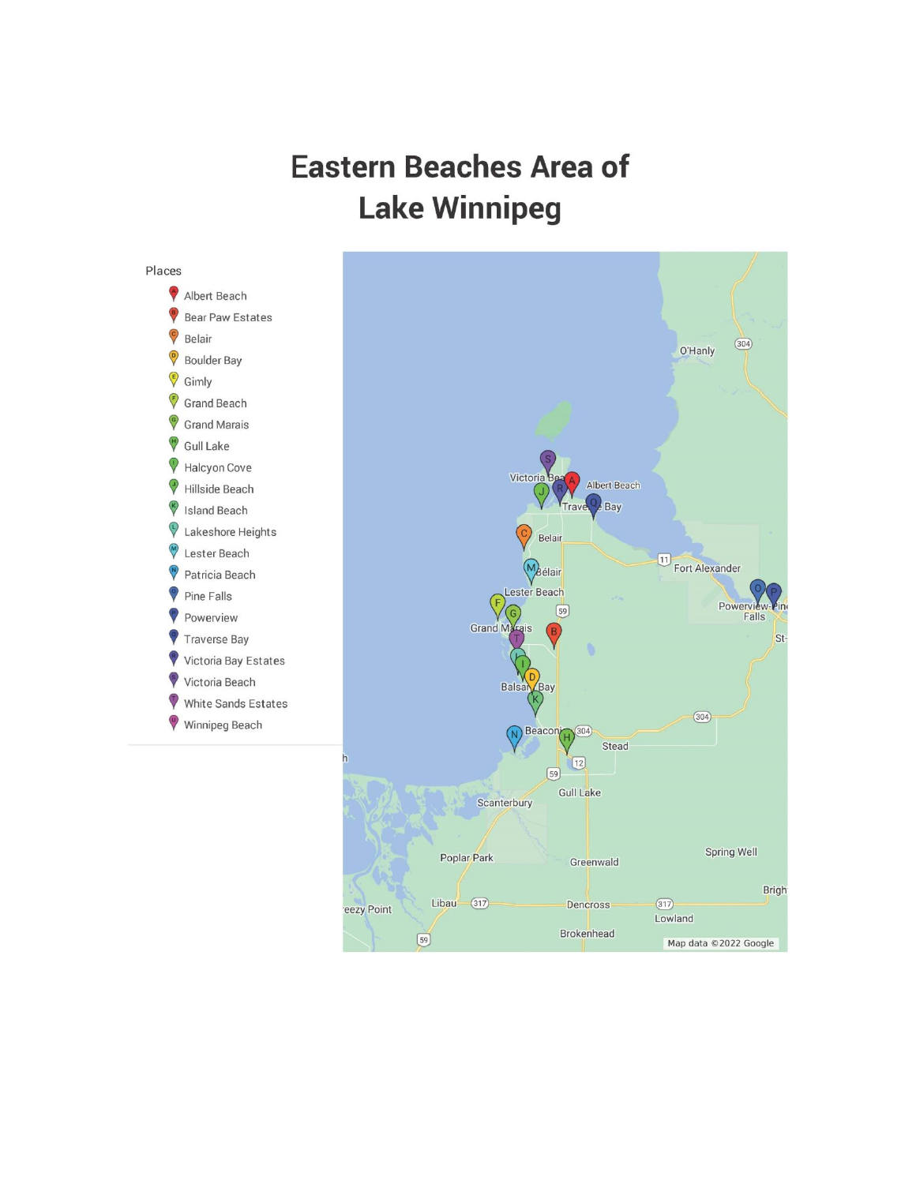# Eastern Beaches Area of Lake Winnipeg

Places

- Albert Beach
- Bear Paw Estates
- Belair
- Boulder Bay
- Gimly
- Grand Beach
- Grand Marais
- Gull Lake
- Halcyon Cove
- Hillside Beach
- Island Beach
- Lakeshore Heights
- Lester Beach
- Patricia Beach
- Pine Falls
- Powerview
- Traverse Bay
- Victoria Bay Estates
- Victoria Beach
- White Sands Estates
- Winnipeg Beach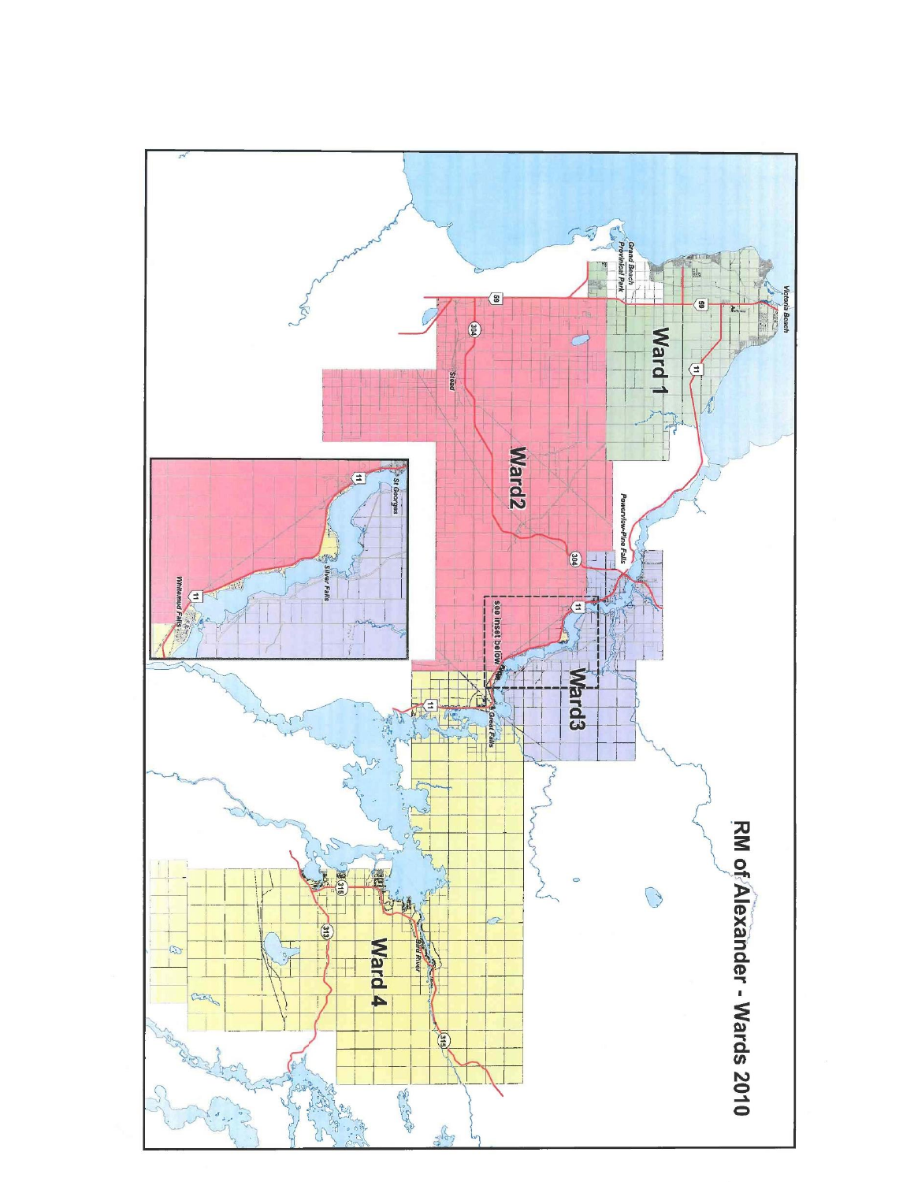# RM of Alexander - Wards 2010

Ward 1

Ward2

Ward3

Ward 4

Victoria Beach

Grand Beach Provincial Park

Powerview-Pine Falls

Stead

see inset below

Great Falls

St Georges

Silver Falls

Whitemud Falls

Bird River

11

59

304

313

315